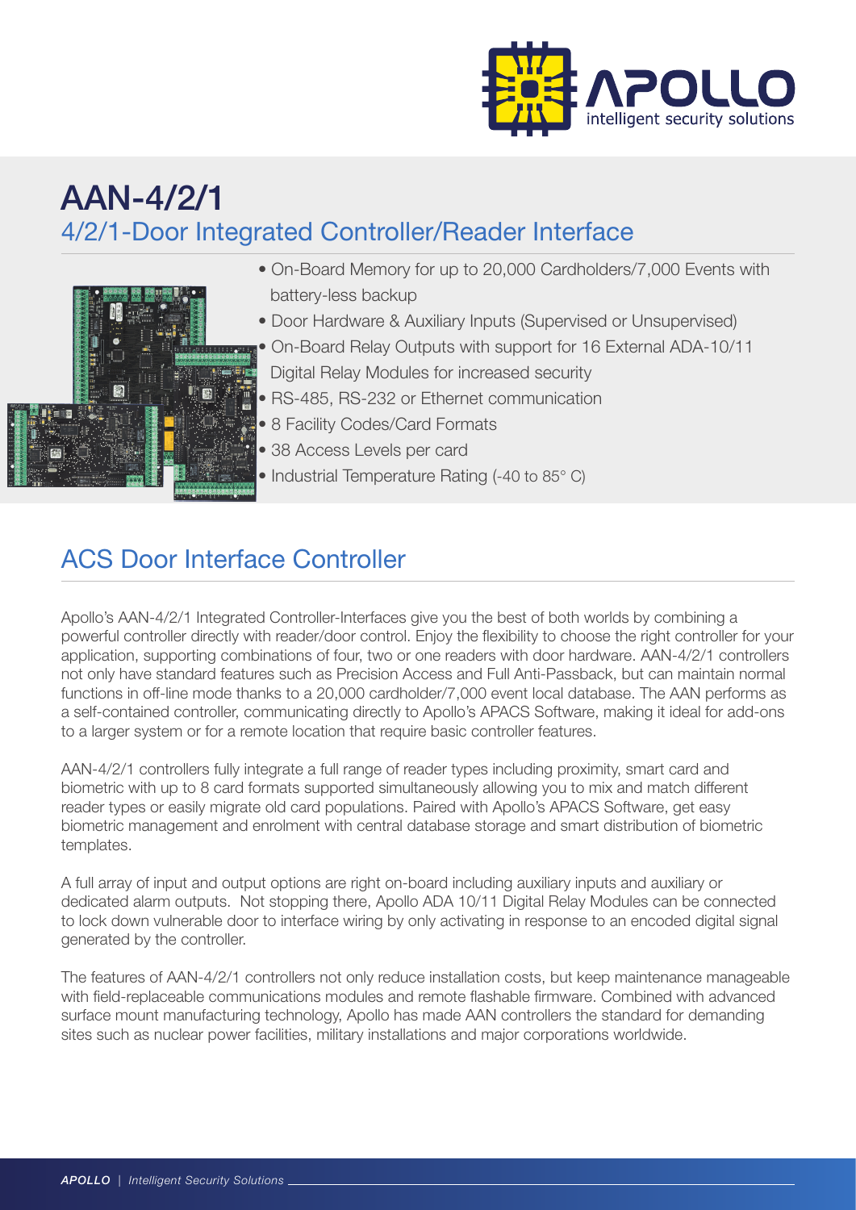# AAN-4/2/1

## 4/2/1-Door Integrated Controller/Reader Interface

- On-Board Memory for up to 20,000 Cardholders/7,000 Events with battery-less backup
- Door Hardware & Auxiliary Inputs (Supervised or Unsupervised)
- On-Board Relay Outputs with support for 16 External ADA-10/11 Digital Relay Modules for increased security
- RS-485, RS-232 or Ethernet communication
- 8 Facility Codes/Card Formats
- 38 Access Levels per card
- Industrial Temperature Rating (-40 to 85° C)

## ACS Door Interface Controller

Apollo's AAN-4/2/1 Integrated Controller-Interfaces give you the best of both worlds by combining a powerful controller directly with reader/door control. Enjoy the flexibility to choose the right controller for your application, supporting combinations of four, two or one readers with door hardware. AAN-4/2/1 controllers not only have standard features such as Precision Access and Full Anti-Passback, but can maintain normal functions in off-line mode thanks to a 20,000 cardholder/7,000 event local database. The AAN performs as a self-contained controller, communicating directly to Apollo's APACS Software, making it ideal for add-ons to a larger system or for a remote location that require basic controller features.

AAN-4/2/1 controllers fully integrate a full range of reader types including proximity, smart card and biometric with up to 8 card formats supported simultaneously allowing you to mix and match different reader types or easily migrate old card populations. Paired with Apollo's APACS Software, get easy biometric management and enrolment with central database storage and smart distribution of biometric templates.

A full array of input and output options are right on-board including auxiliary inputs and auxiliary or dedicated alarm outputs. Not stopping there, Apollo ADA 10/11 Digital Relay Modules can be connected to lock down vulnerable door to interface wiring by only activating in response to an encoded digital signal generated by the controller.

The features of AAN-4/2/1 controllers not only reduce installation costs, but keep maintenance manageable with field-replaceable communications modules and remote flashable firmware. Combined with advanced surface mount manufacturing technology, Apollo has made AAN controllers the standard for demanding sites such as nuclear power facilities, military installations and major corporations worldwide.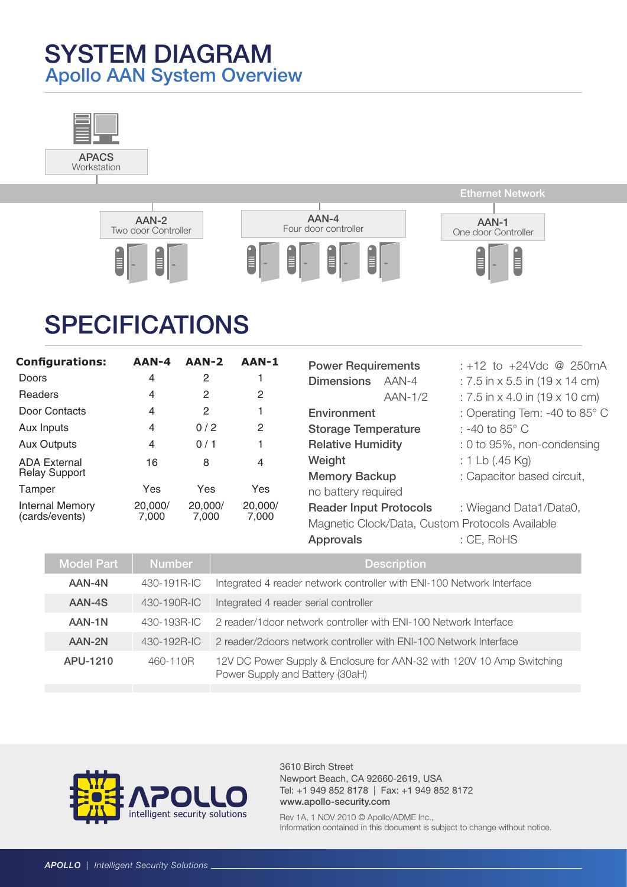# SYSTEM DIAGRAM

## Apollo AAN System Overview

APACS
Workstation

Ethernet Network

AAN-2
Two door Controller

AAN-4
Four door controller

AAN-1
One door Controller

# SPECIFICATIONS

| Configurations: | AAN-4 | AAN-2 | AAN-1 |
|---|---|---|---|
| Doors | 4 | 2 | 1 |
| Readers | 4 | 2 | 2 |
| Door Contacts | 4 | 2 | 1 |
| Aux Inputs | 4 | 0 / 2 | 2 |
| Aux Outputs | 4 | 0 / 1 | 1 |
| ADA External Relay Support | 16 | 8 | 4 |
| Tamper | Yes | Yes | Yes |
| Internal Memory (cards/events) | 20,000/ 7,000 | 20,000/ 7,000 | 20,000/ 7,000 |

**Power Requirements** : +12 to +24Vdc @ 250mA

**Dimensions** AAN-4 : 7.5 in x 5.5 in (19 x 14 cm)

AAN-1/2 : 7.5 in x 4.0 in (19 x 10 cm)

**Environment** : Operating Tem: -40 to 85° C

**Storage Temperature** : -40 to 85° C

**Relative Humidity** : 0 to 95%, non-condensing

**Weight** : 1 Lb (.45 Kg)

**Memory Backup** : Capacitor based circuit, no battery required

**Reader Input Protocols** : Wiegand Data1/Data0, Magnetic Clock/Data, Custom Protocols Available

**Approvals** : CE, RoHS

| Model Part | Number | Description |
|---|---|---|
| AAN-4N | 430-191R-IC | Integrated 4 reader network controller with ENI-100 Network Interface |
| AAN-4S | 430-190R-IC | Integrated 4 reader serial controller |
| AAN-1N | 430-193R-IC | 2 reader/1door network controller with ENI-100 Network Interface |
| AAN-2N | 430-192R-IC | 2 reader/2doors network controller with ENI-100 Network Interface |
| APU-1210 | 460-110R | 12V DC Power Supply & Enclosure for AAN-32 with 120V 10 Amp Switching Power Supply and Battery (30aH) |

APOLLO
intelligent security solutions

3610 Birch Street
Newport Beach, CA 92660-2619, USA
Tel: +1 949 852 8178 | Fax: +1 949 852 8172
www.apollo-security.com

Rev 1A, 1 NOV 2010 © Apollo/ADME Inc.,
Information contained in this document is subject to change without notice.